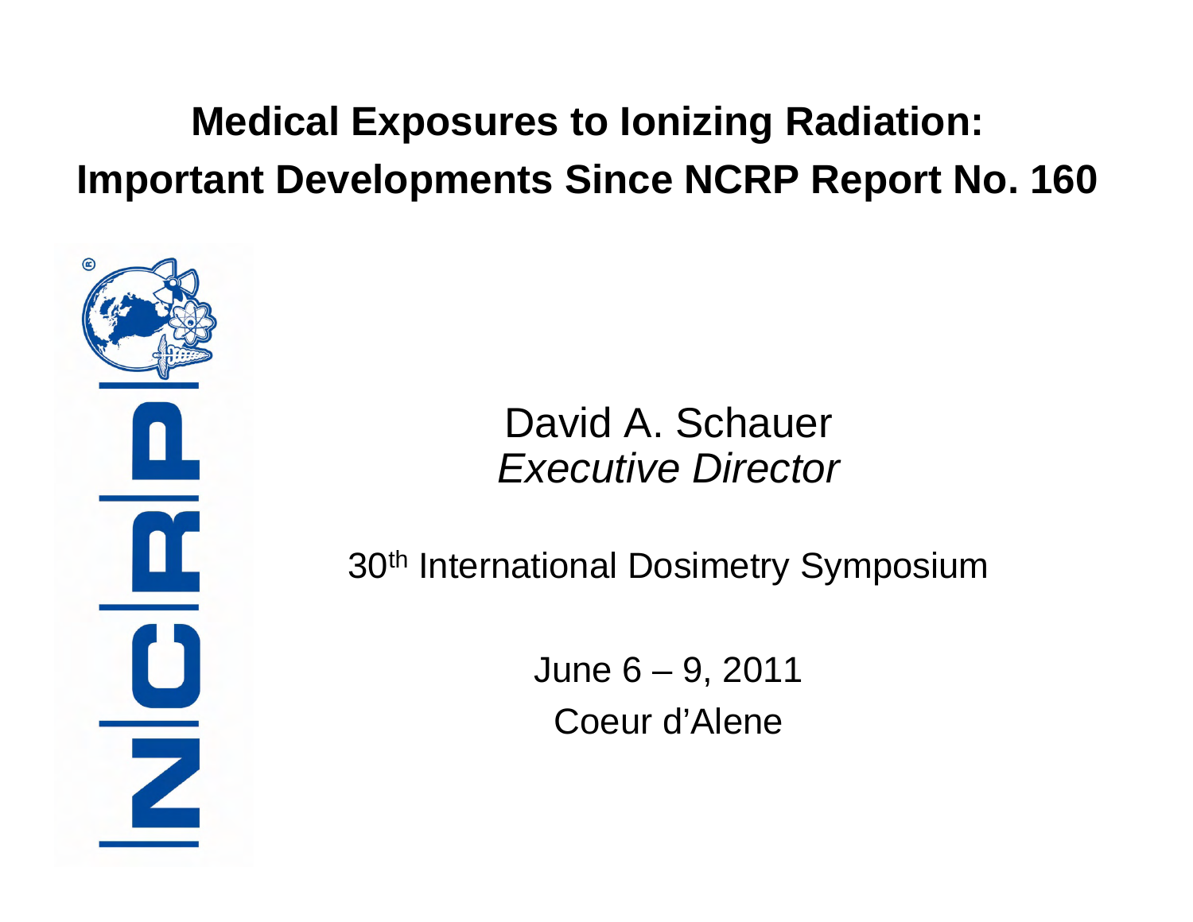# Medical Exposures to Ionizing Radiation: Important Developments Since NCRP Report No. 160

NCRP

David A. Schauer
*Executive Director*

30th International Dosimetry Symposium

June 6 – 9, 2011
Coeur d'Alene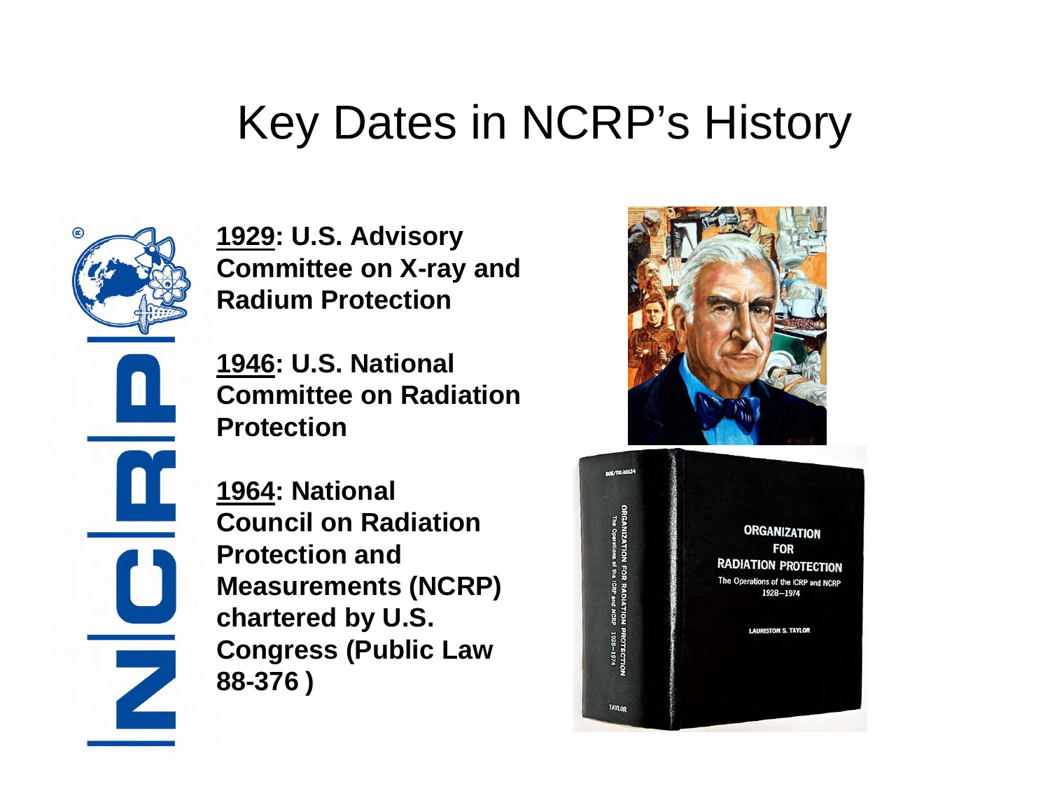# Key Dates in NCRP's History

**1929: U.S. Advisory Committee on X-ray and Radium Protection**

**1946: U.S. National Committee on Radiation Protection**

**1964: National Council on Radiation Protection and Measurements (NCRP) chartered by U.S. Congress (Public Law 88-376 )**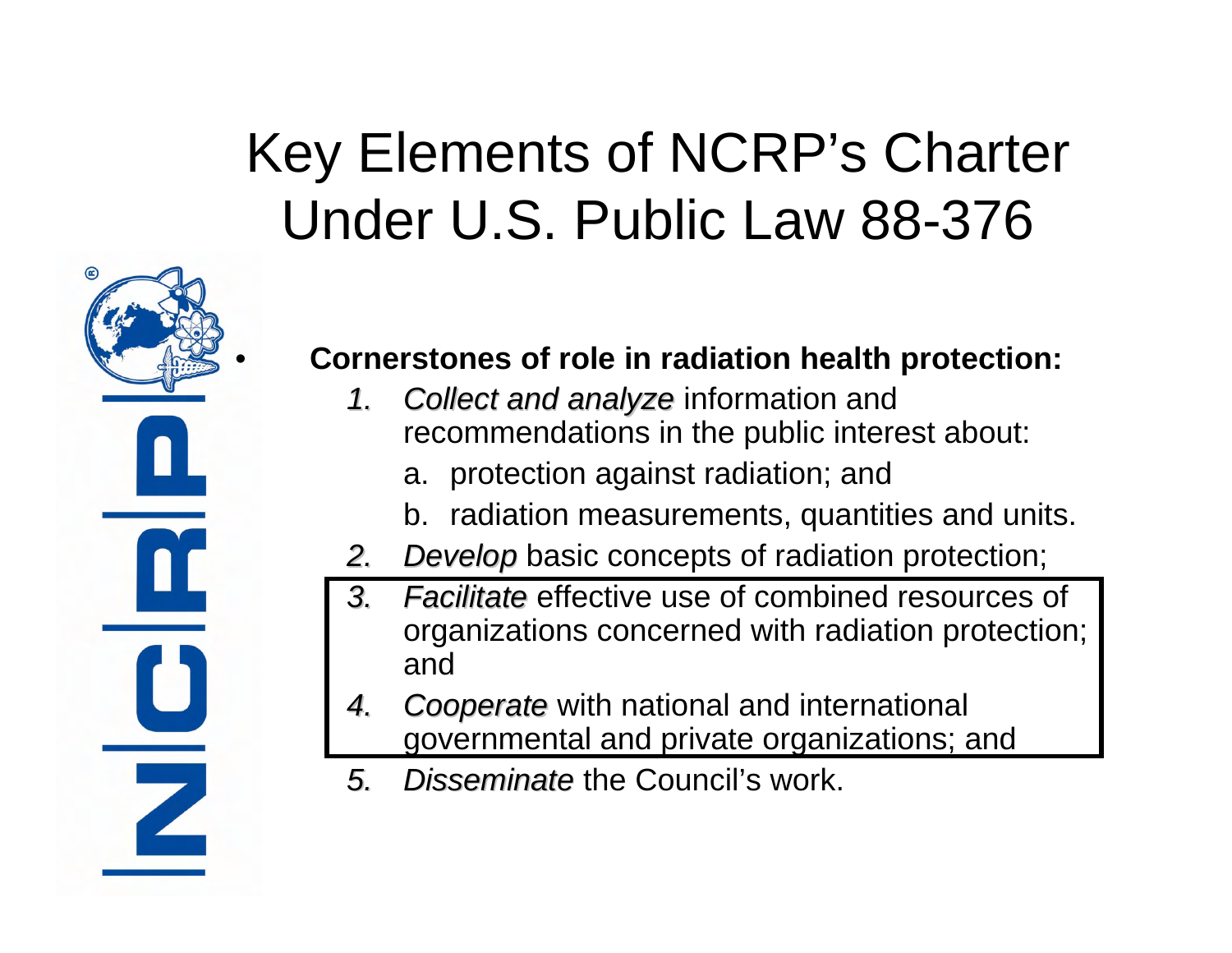# Key Elements of NCRP's Charter Under U.S. Public Law 88-376

- **Cornerstones of role in radiation health protection:**
  1. *Collect and analyze* information and recommendations in the public interest about:
     a. protection against radiation; and
     b. radiation measurements, quantities and units.
  2. *Develop* basic concepts of radiation protection;
  3. *Facilitate* effective use of combined resources of organizations concerned with radiation protection; and
  4. *Cooperate* with national and international governmental and private organizations; and
  5. *Disseminate* the Council's work.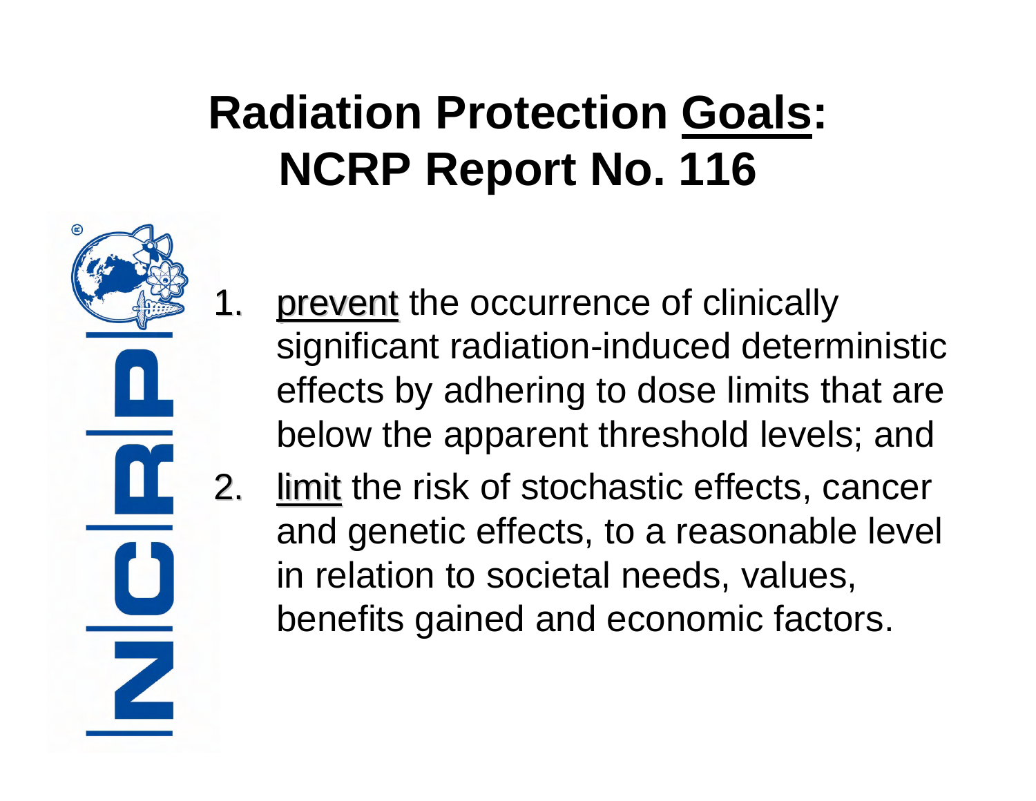# Radiation Protection <u>Goals</u>: NCRP Report No. 116

1. <u>prevent</u> the occurrence of clinically significant radiation-induced deterministic effects by adhering to dose limits that are below the apparent threshold levels; and
2. <u>limit</u> the risk of stochastic effects, cancer and genetic effects, to a reasonable level in relation to societal needs, values, benefits gained and economic factors.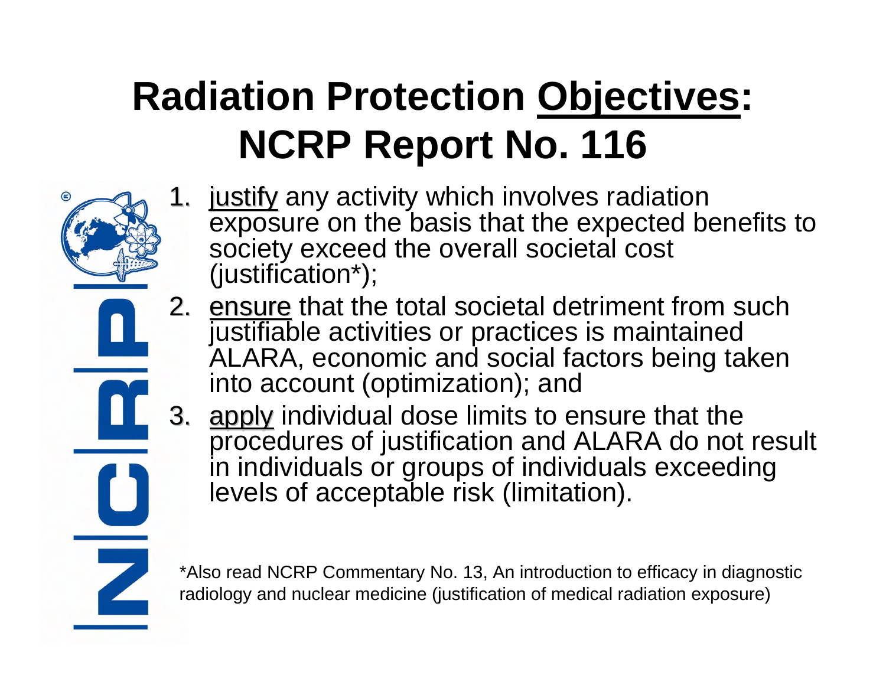# Radiation Protection Objectives: NCRP Report No. 116

1. justify any activity which involves radiation exposure on the basis that the expected benefits to society exceed the overall societal cost (justification*);
2. ensure that the total societal detriment from such justifiable activities or practices is maintained ALARA, economic and social factors being taken into account (optimization); and
3. apply individual dose limits to ensure that the procedures of justification and ALARA do not result in individuals or groups of individuals exceeding levels of acceptable risk (limitation).

*Also read NCRP Commentary No. 13, An introduction to efficacy in diagnostic radiology and nuclear medicine (justification of medical radiation exposure)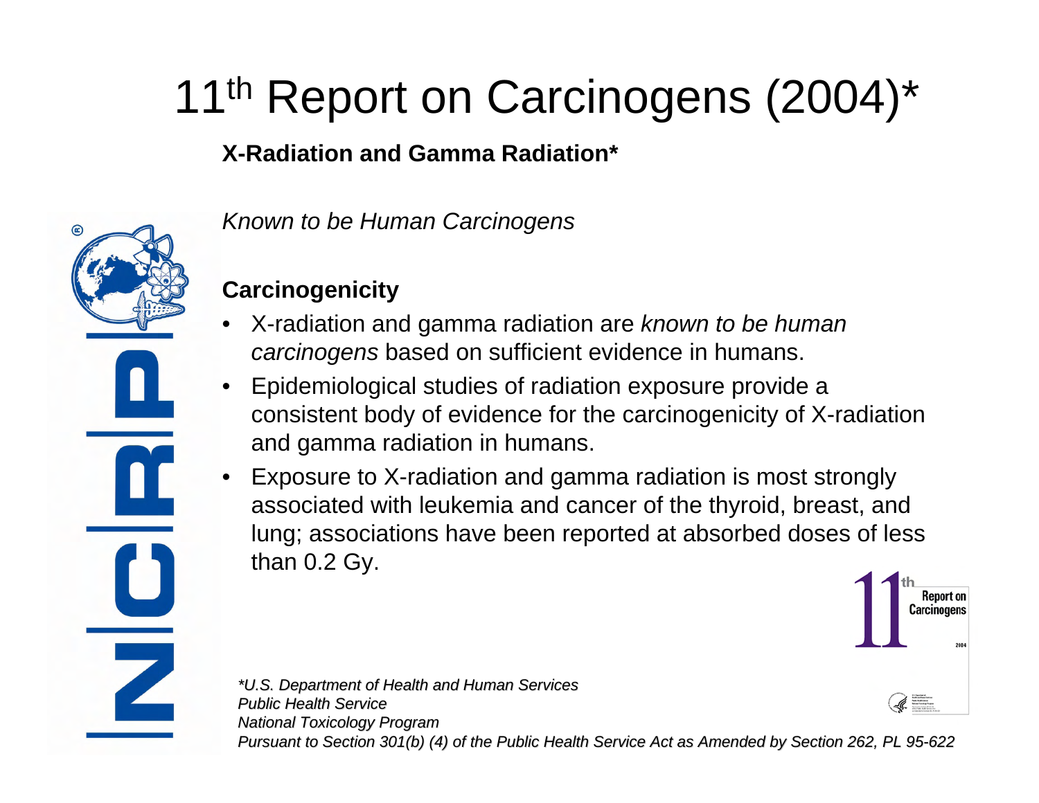# 11th Report on Carcinogens (2004)*

**X-Radiation and Gamma Radiation***

*Known to be Human Carcinogens*

**Carcinogenicity**

- X-radiation and gamma radiation are *known to be human carcinogens* based on sufficient evidence in humans.
- Epidemiological studies of radiation exposure provide a consistent body of evidence for the carcinogenicity of X-radiation and gamma radiation in humans.
- Exposure to X-radiation and gamma radiation is most strongly associated with leukemia and cancer of the thyroid, breast, and lung; associations have been reported at absorbed doses of less than 0.2 Gy.

*\*U.S. Department of Health and Human Services*
*Public Health Service*
*National Toxicology Program*
*Pursuant to Section 301(b) (4) of the Public Health Service Act as Amended by Section 262, PL 95-622*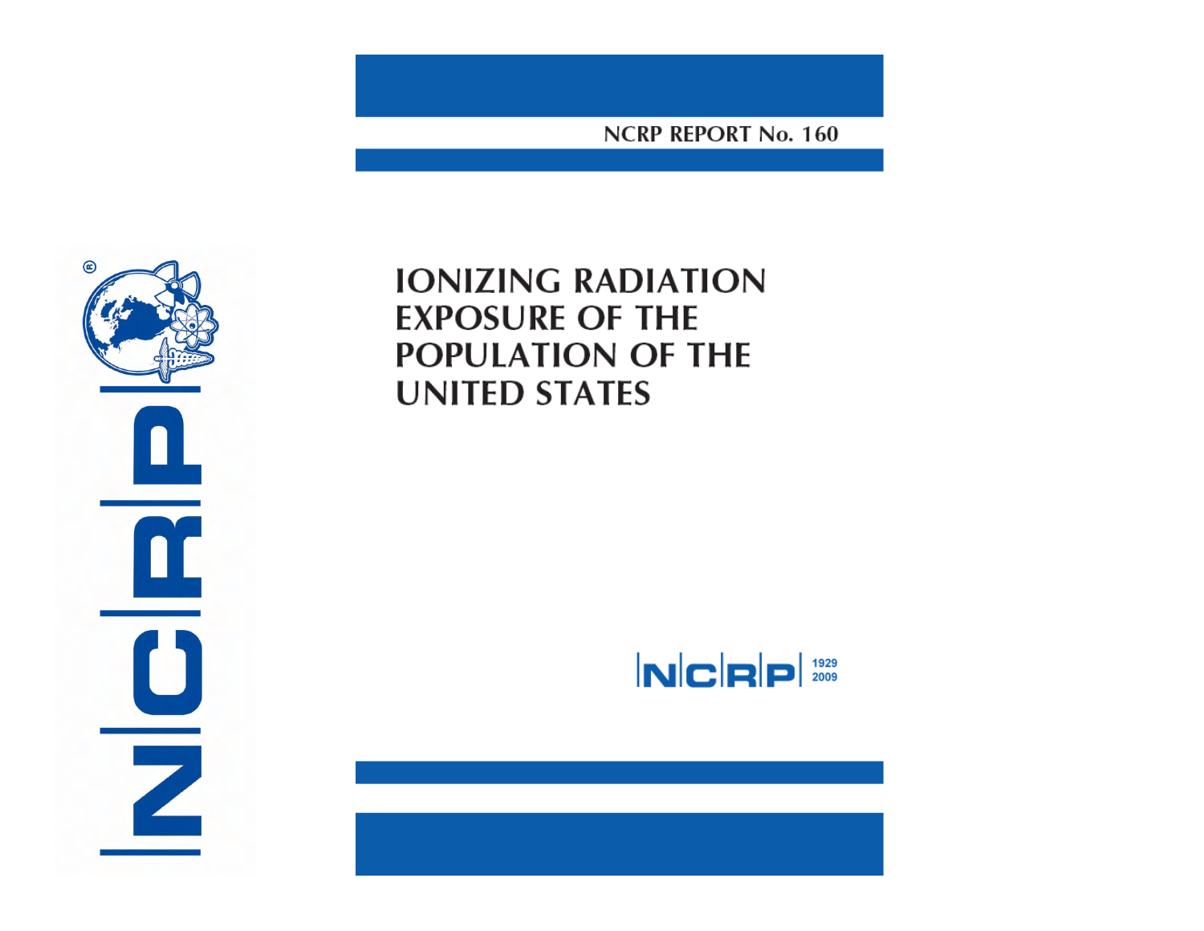NCRP REPORT No. 160

# IONIZING RADIATION EXPOSURE OF THE POPULATION OF THE UNITED STATES

NCRP 1929 2009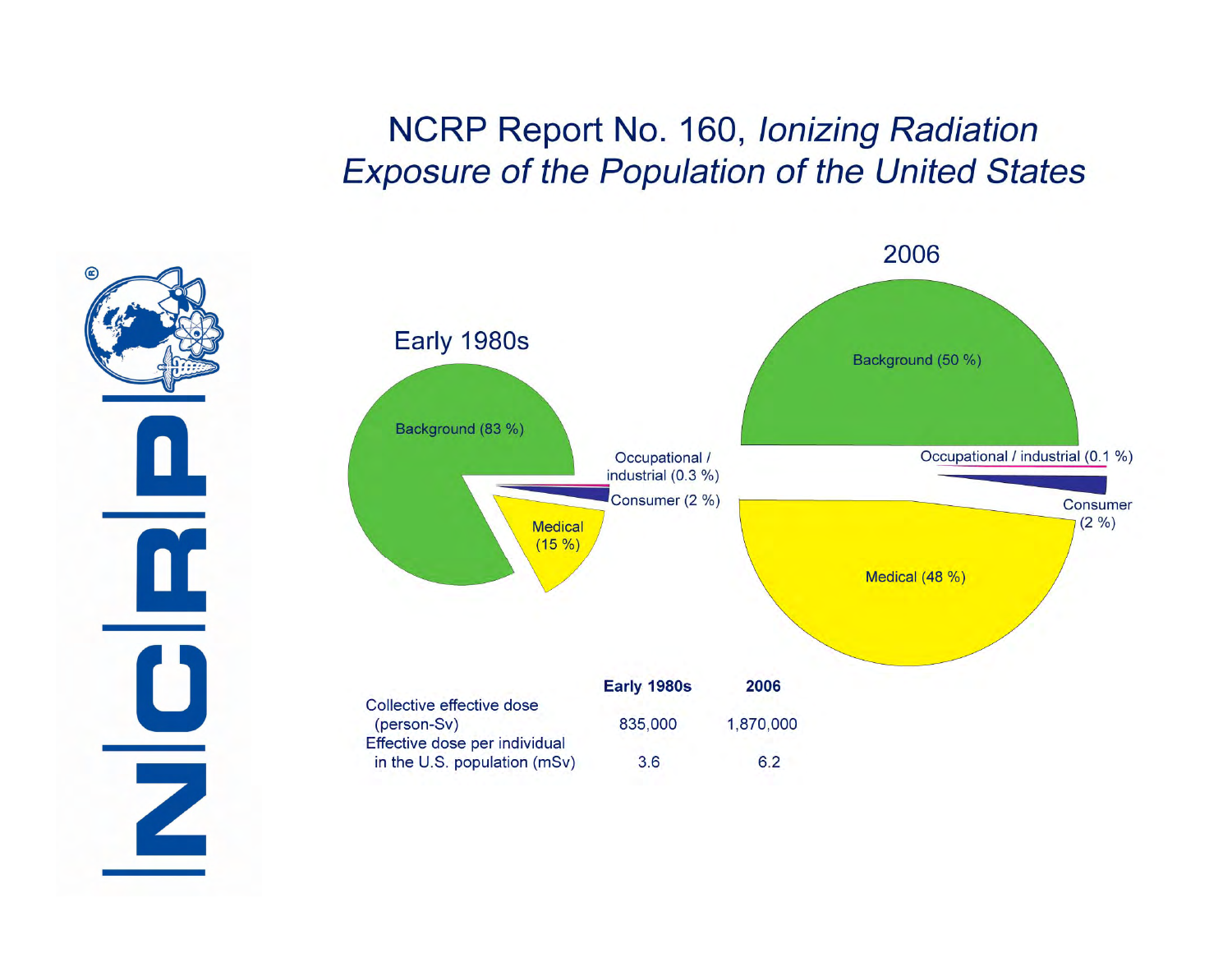# NCRP Report No. 160, *Ionizing Radiation Exposure of the Population of the United States*

**Early 1980s**

- Background (83 %)
- Occupational / industrial (0.3 %)
- Consumer (2 %)
- Medical (15 %)

**2006**

- Background (50 %)
- Occupational / industrial (0.1 %)
- Consumer (2 %)
- Medical (48 %)

| | **Early 1980s** | **2006** |
|---|---|---|
| Collective effective dose (person-Sv) | 835,000 | 1,870,000 |
| Effective dose per individual in the U.S. population (mSv) | 3.6 | 6.2 |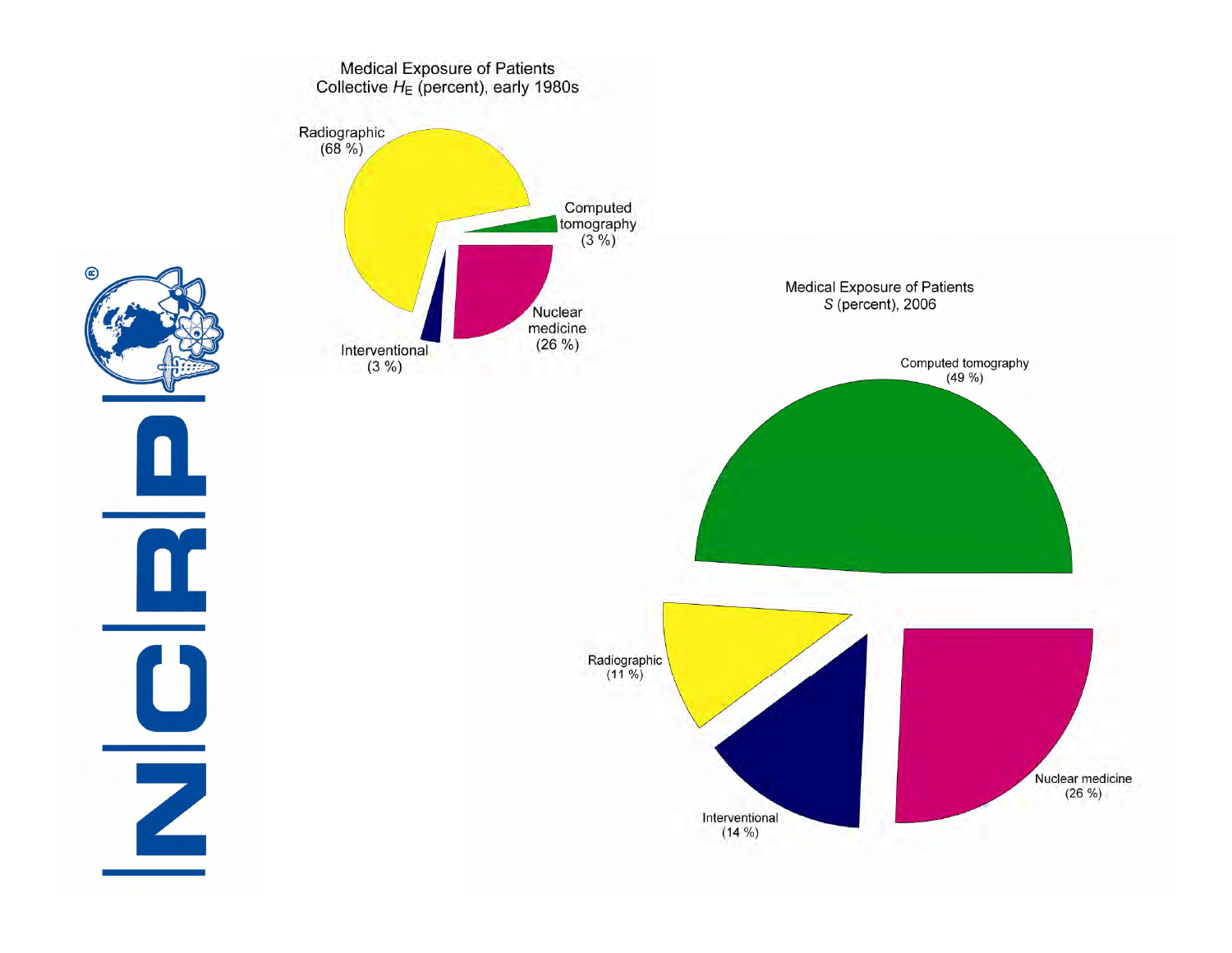Medical Exposure of Patients
Collective $H_E$ (percent), early 1980s

Radiographic (68 %)

Computed tomography (3 %)

Nuclear medicine (26 %)

Interventional (3 %)

Medical Exposure of Patients
$S$ (percent), 2006

Computed tomography (49 %)

Radiographic (11 %)

Interventional (14 %)

Nuclear medicine (26 %)

NCRP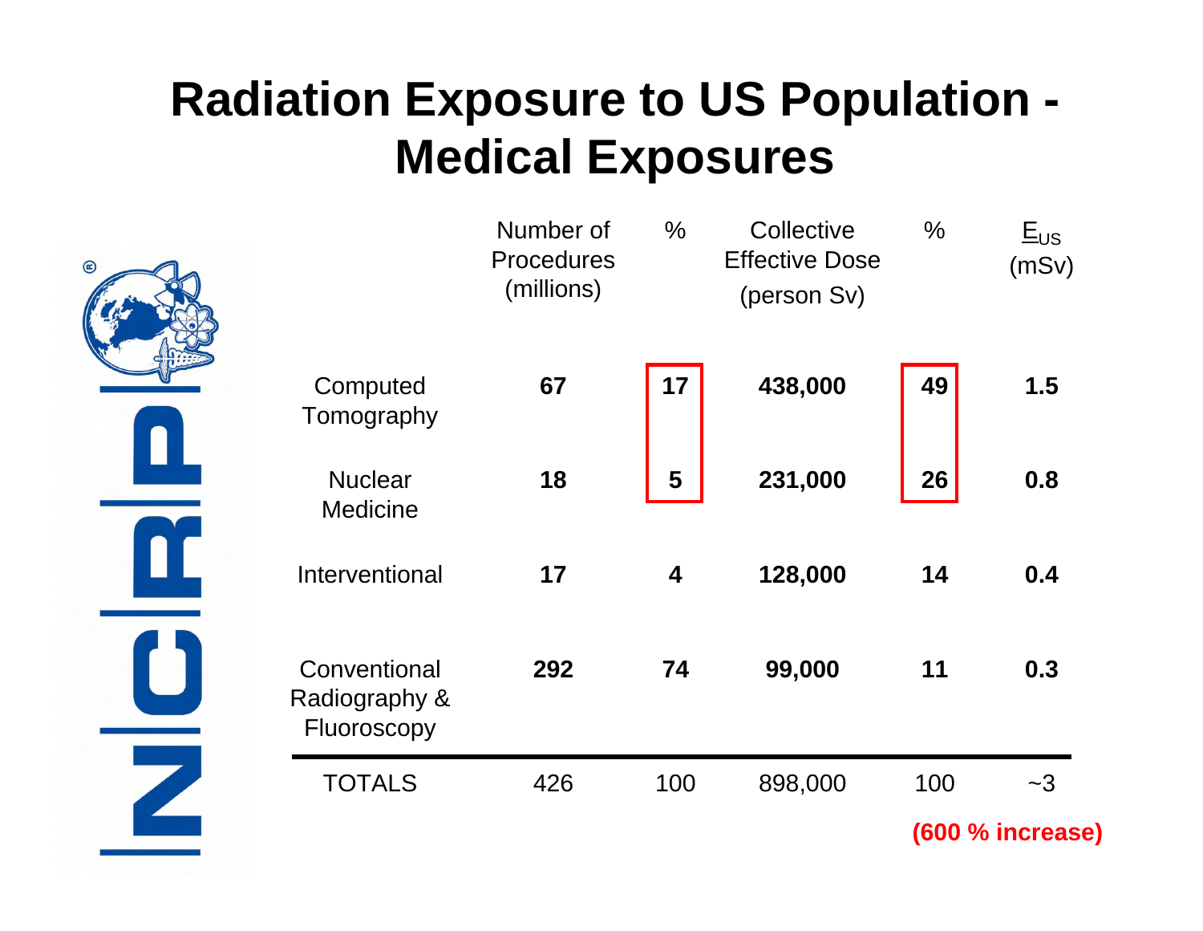# Radiation Exposure to US Population - Medical Exposures

| | Number of Procedures (millions) | % | Collective Effective Dose (person Sv) | % | $E_{US}$ (mSv) |
|---|---|---|---|---|---|
| Computed Tomography | **67** | **17** | **438,000** | **49** | **1.5** |
| Nuclear Medicine | **18** | **5** | **231,000** | **26** | **0.8** |
| Interventional | **17** | **4** | **128,000** | **14** | **0.4** |
| Conventional Radiography & Fluoroscopy | **292** | **74** | **99,000** | **11** | **0.3** |
| TOTALS | 426 | 100 | 898,000 | 100 | ~3 |

**(600 % increase)**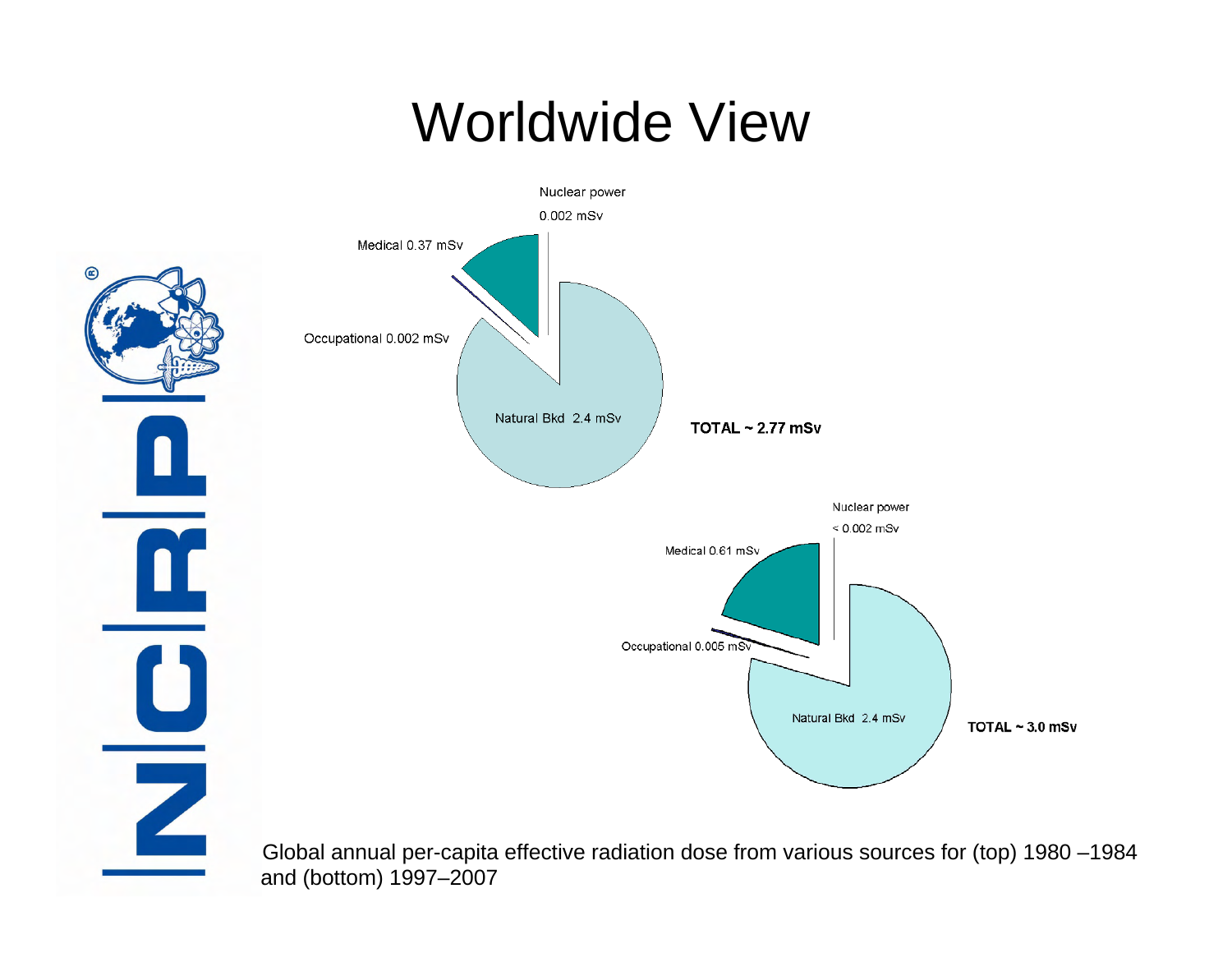# Worldwide View

Nuclear power 0.002 mSv

Medical 0.37 mSv

Occupational 0.002 mSv

Natural Bkd 2.4 mSv

**TOTAL ~ 2.77 mSv**

Nuclear power < 0.002 mSv

Medical 0.61 mSv

Occupational 0.005 mSv

Natural Bkd 2.4 mSv

**TOTAL ~ 3.0 mSv**

Global annual per-capita effective radiation dose from various sources for (top) 1980 –1984 and (bottom) 1997–2007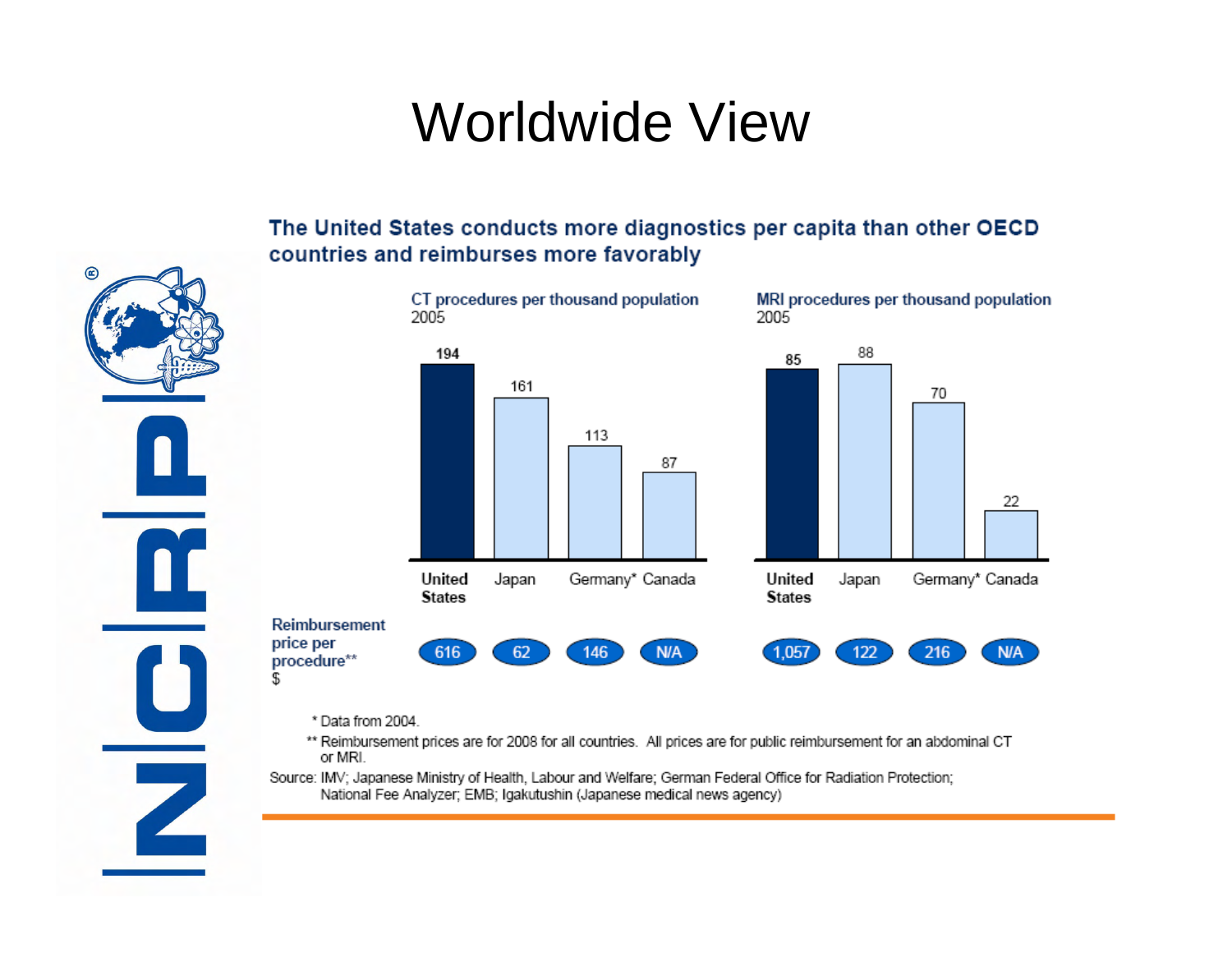# Worldwide View

**The United States conducts more diagnostics per capita than other OECD countries and reimburses more favorably**

CT procedures per thousand population
2005

| | United States | Japan | Germany* | Canada |
|---|---|---|---|---|
| CT procedures per thousand population | 194 | 161 | 113 | 87 |
| Reimbursement price per procedure** $ | 616 | 62 | 146 | N/A |

MRI procedures per thousand population
2005

| | United States | Japan | Germany* | Canada |
|---|---|---|---|---|
| MRI procedures per thousand population | 85 | 88 | 70 | 22 |
| Reimbursement price per procedure** $ | 1,057 | 122 | 216 | N/A |

\* Data from 2004.

** Reimbursement prices are for 2008 for all countries. All prices are for public reimbursement for an abdominal CT or MRI.

Source: IMV; Japanese Ministry of Health, Labour and Welfare; German Federal Office for Radiation Protection; National Fee Analyzer; EMB; Igakutushin (Japanese medical news agency)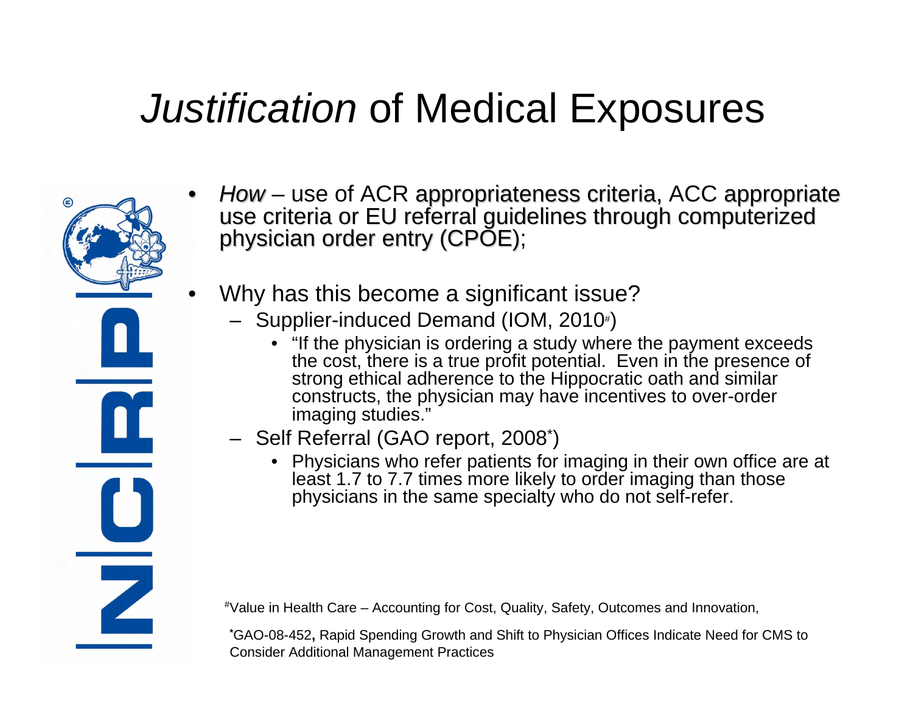# *Justification* of Medical Exposures

- *How* – use of ACR appropriateness criteria, ACC appropriate use criteria or EU referral guidelines through computerized physician order entry (CPOE);
- Why has this become a significant issue?
  - Supplier-induced Demand (IOM, 2010[#])
    - "If the physician is ordering a study where the payment exceeds the cost, there is a true profit potential. Even in the presence of strong ethical adherence to the Hippocratic oath and similar constructs, the physician may have incentives to over-order imaging studies."
  - Self Referral (GAO report, 2008[*])
    - Physicians who refer patients for imaging in their own office are at least 1.7 to 7.7 times more likely to order imaging than those physicians in the same specialty who do not self-refer.

[#]Value in Health Care – Accounting for Cost, Quality, Safety, Outcomes and Innovation,

[*]GAO-08-452**,** Rapid Spending Growth and Shift to Physician Offices Indicate Need for CMS to Consider Additional Management Practices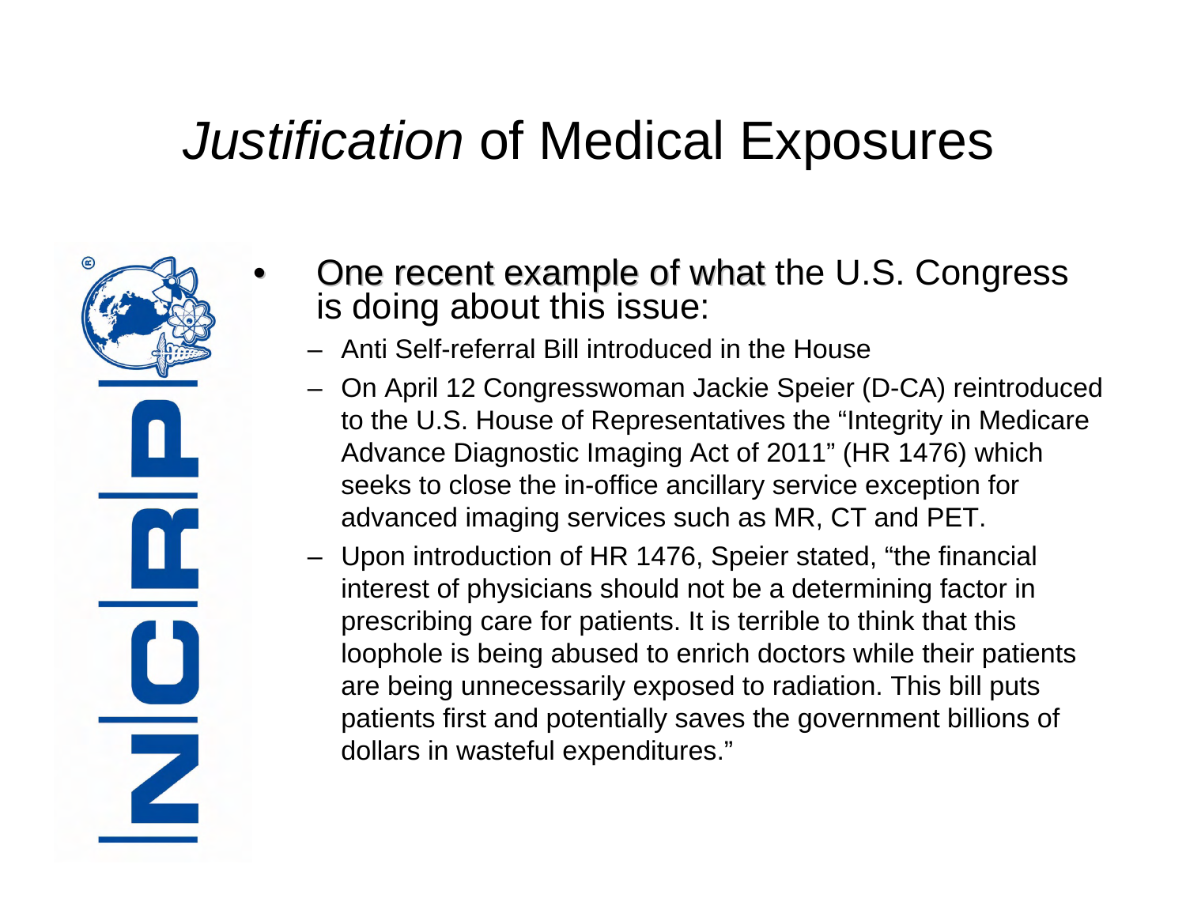# *Justification* of Medical Exposures

- One recent example of what the U.S. Congress is doing about this issue:
  - Anti Self-referral Bill introduced in the House
  - On April 12 Congresswoman Jackie Speier (D-CA) reintroduced to the U.S. House of Representatives the “Integrity in Medicare Advance Diagnostic Imaging Act of 2011” (HR 1476) which seeks to close the in-office ancillary service exception for advanced imaging services such as MR, CT and PET.
  - Upon introduction of HR 1476, Speier stated, “the financial interest of physicians should not be a determining factor in prescribing care for patients. It is terrible to think that this loophole is being abused to enrich doctors while their patients are being unnecessarily exposed to radiation. This bill puts patients first and potentially saves the government billions of dollars in wasteful expenditures.”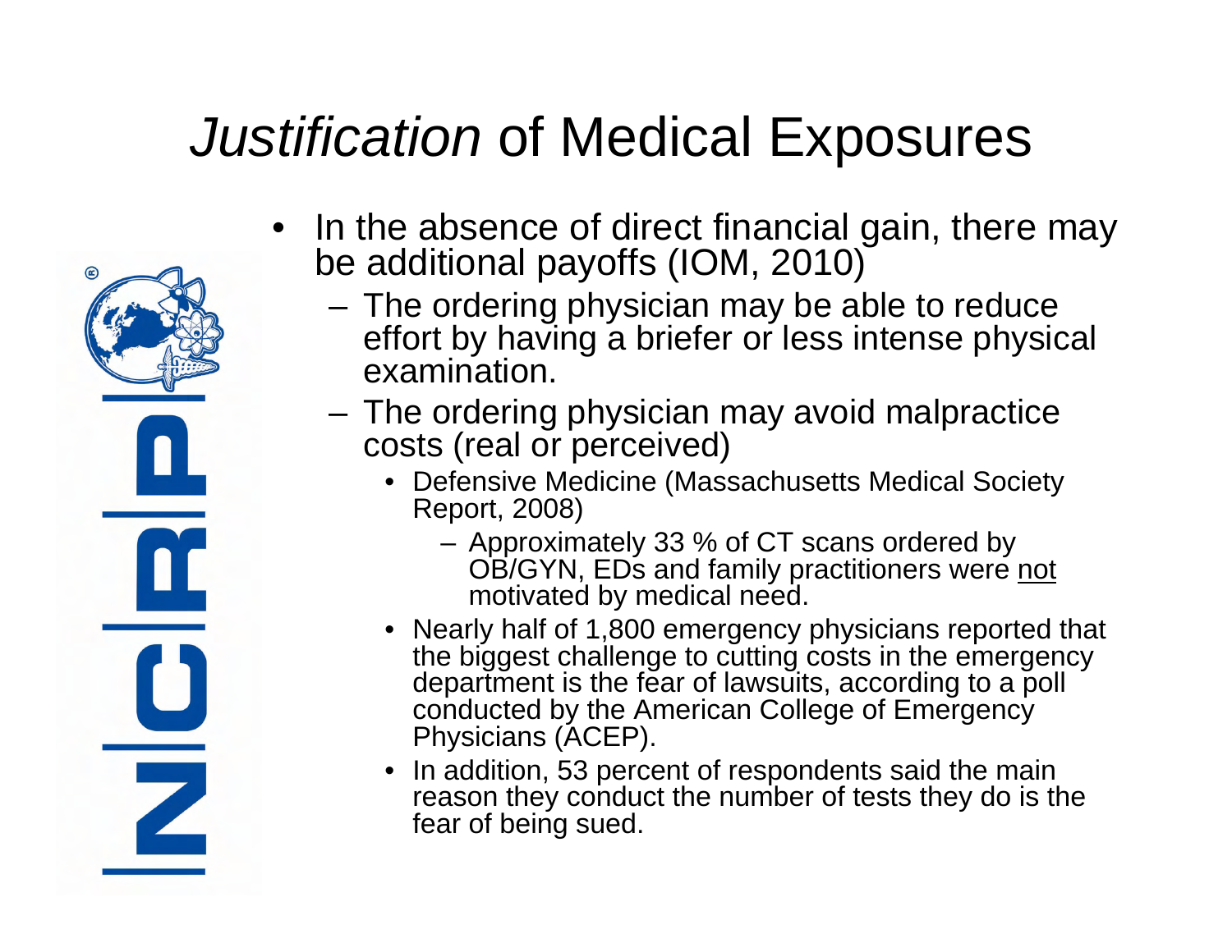# *Justification* of Medical Exposures

- In the absence of direct financial gain, there may be additional payoffs (IOM, 2010)
  - The ordering physician may be able to reduce effort by having a briefer or less intense physical examination.
  - The ordering physician may avoid malpractice costs (real or perceived)
    - Defensive Medicine (Massachusetts Medical Society Report, 2008)
      - Approximately 33 % of CT scans ordered by OB/GYN, EDs and family practitioners were <u>not</u> motivated by medical need.
    - Nearly half of 1,800 emergency physicians reported that the biggest challenge to cutting costs in the emergency department is the fear of lawsuits, according to a poll conducted by the American College of Emergency Physicians (ACEP).
    - In addition, 53 percent of respondents said the main reason they conduct the number of tests they do is the fear of being sued.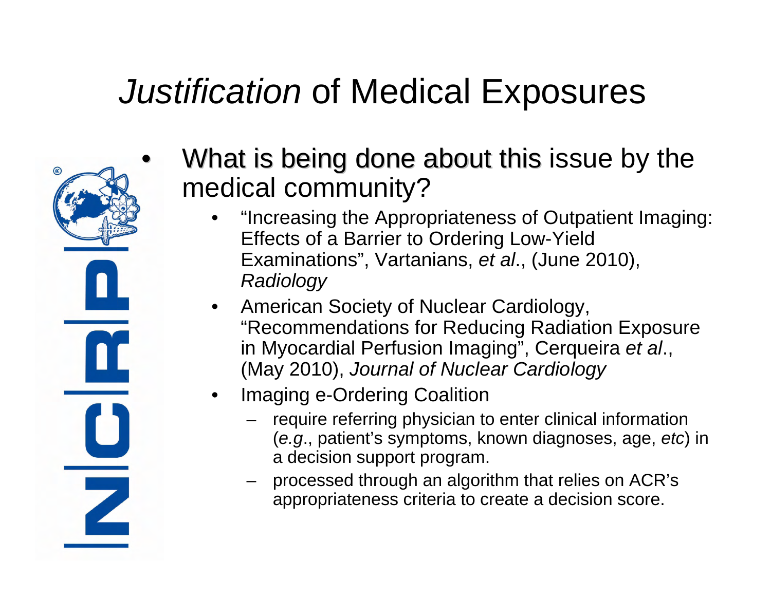# *Justification* of Medical Exposures

- What is being done about this issue by the medical community?
  - "Increasing the Appropriateness of Outpatient Imaging: Effects of a Barrier to Ordering Low-Yield Examinations", Vartanians, *et al*., (June 2010), *Radiology*
  - American Society of Nuclear Cardiology, "Recommendations for Reducing Radiation Exposure in Myocardial Perfusion Imaging", Cerqueira *et al*., (May 2010), *Journal of Nuclear Cardiology*
  - Imaging e-Ordering Coalition
    - require referring physician to enter clinical information (*e.g*., patient's symptoms, known diagnoses, age, *etc*) in a decision support program.
    - processed through an algorithm that relies on ACR's appropriateness criteria to create a decision score.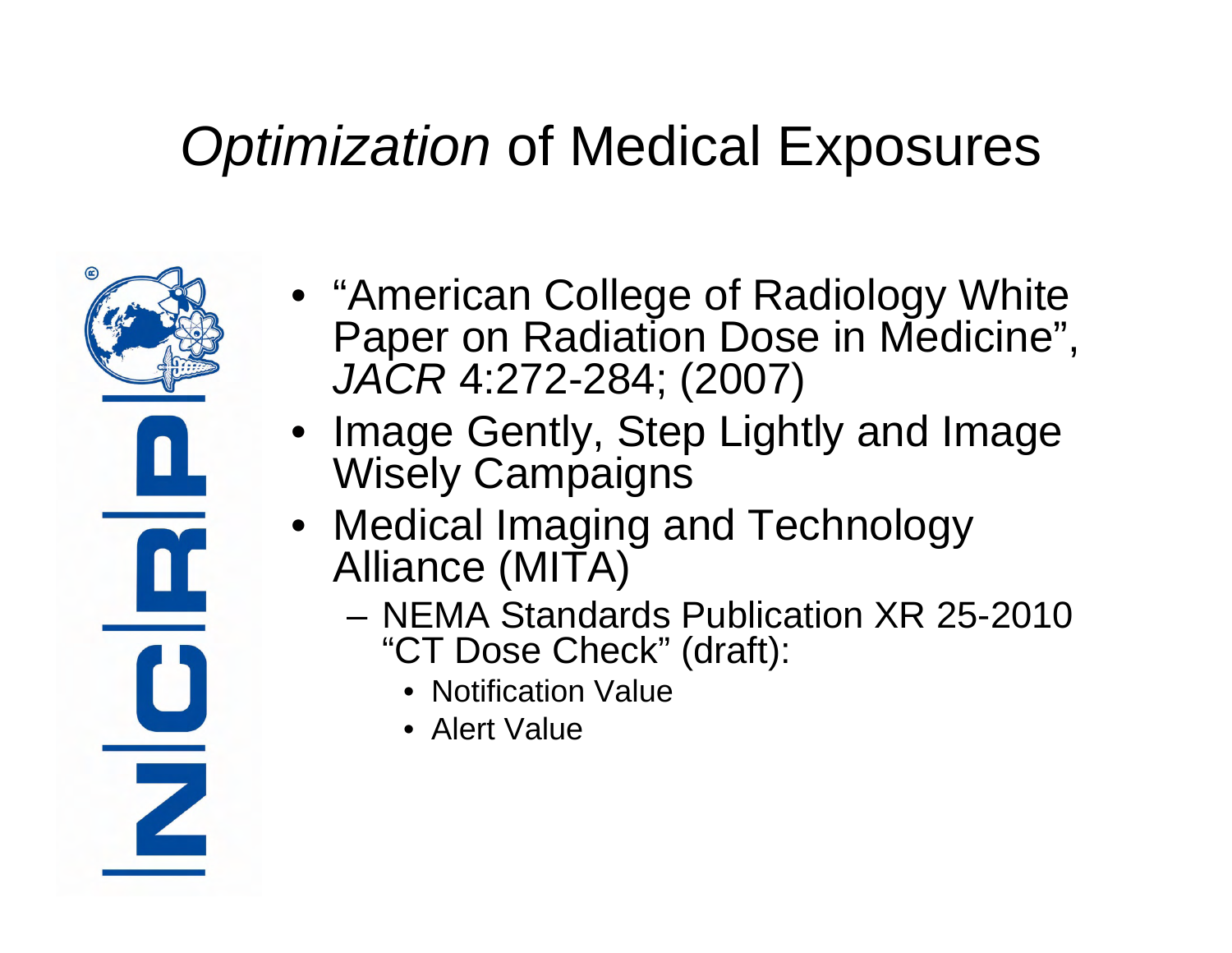# *Optimization* of Medical Exposures

- "American College of Radiology White Paper on Radiation Dose in Medicine", *JACR* 4:272-284; (2007)
- Image Gently, Step Lightly and Image Wisely Campaigns
- Medical Imaging and Technology Alliance (MITA)
  - NEMA Standards Publication XR 25-2010 "CT Dose Check" (draft):
    - Notification Value
    - Alert Value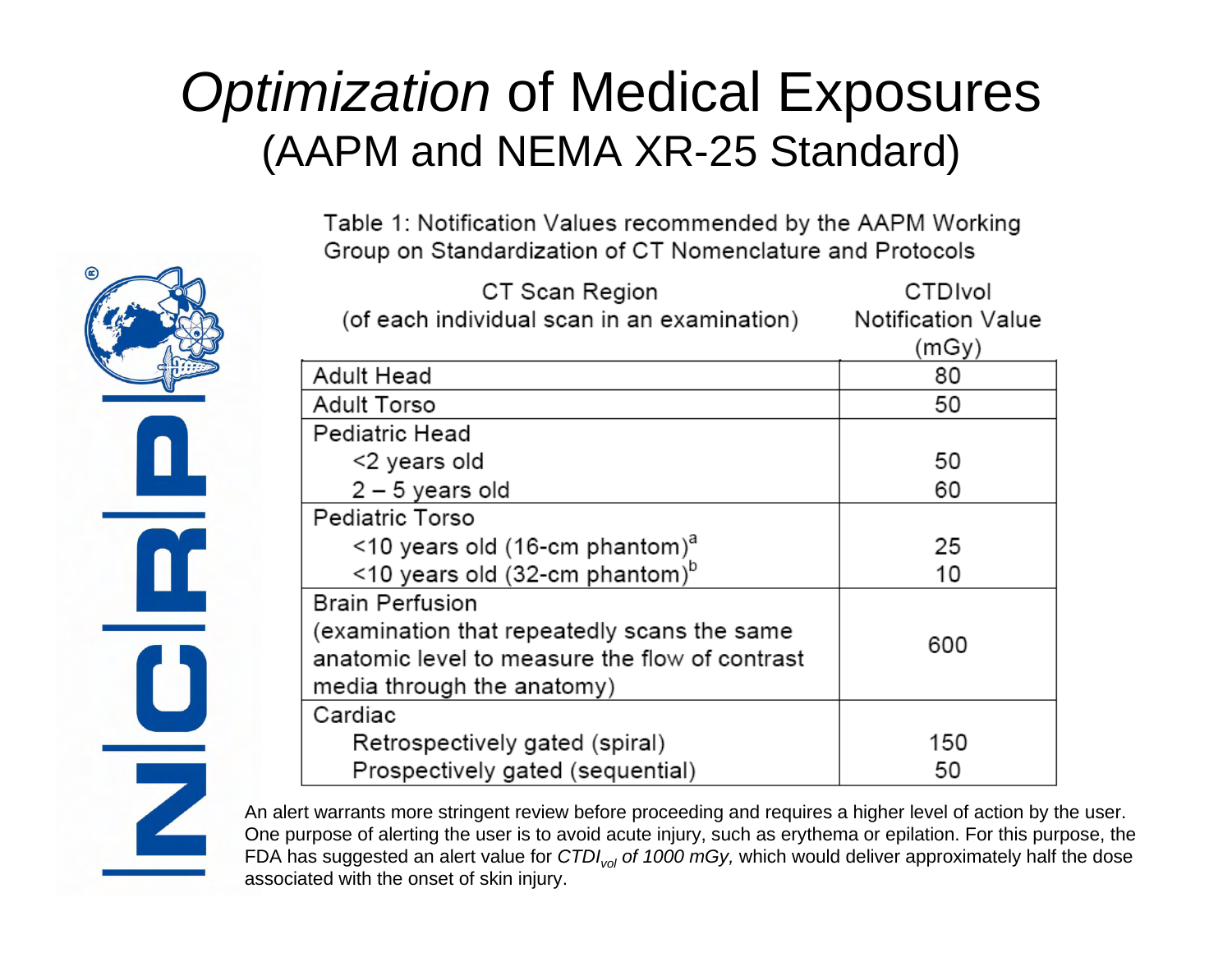# *Optimization* of Medical Exposures
## (AAPM and NEMA XR-25 Standard)

Table 1: Notification Values recommended by the AAPM Working Group on Standardization of CT Nomenclature and Protocols

| CT Scan Region (of each individual scan in an examination) | CTDIvol Notification Value (mGy) |
|---|---|
| Adult Head | 80 |
| Adult Torso | 50 |
| Pediatric Head | |
| <2 years old | 50 |
| 2 – 5 years old | 60 |
| Pediatric Torso | |
| <10 years old (16-cm phantom)[a] | 25 |
| <10 years old (32-cm phantom)[b] | 10 |
| Brain Perfusion (examination that repeatedly scans the same anatomic level to measure the flow of contrast media through the anatomy) | 600 |
| Cardiac | |
| Retrospectively gated (spiral) | 150 |
| Prospectively gated (sequential) | 50 |

An alert warrants more stringent review before proceeding and requires a higher level of action by the user. One purpose of alerting the user is to avoid acute injury, such as erythema or epilation. For this purpose, the FDA has suggested an alert value for *$CTDI_{vol}$ of 1000 mGy,* which would deliver approximately half the dose associated with the onset of skin injury.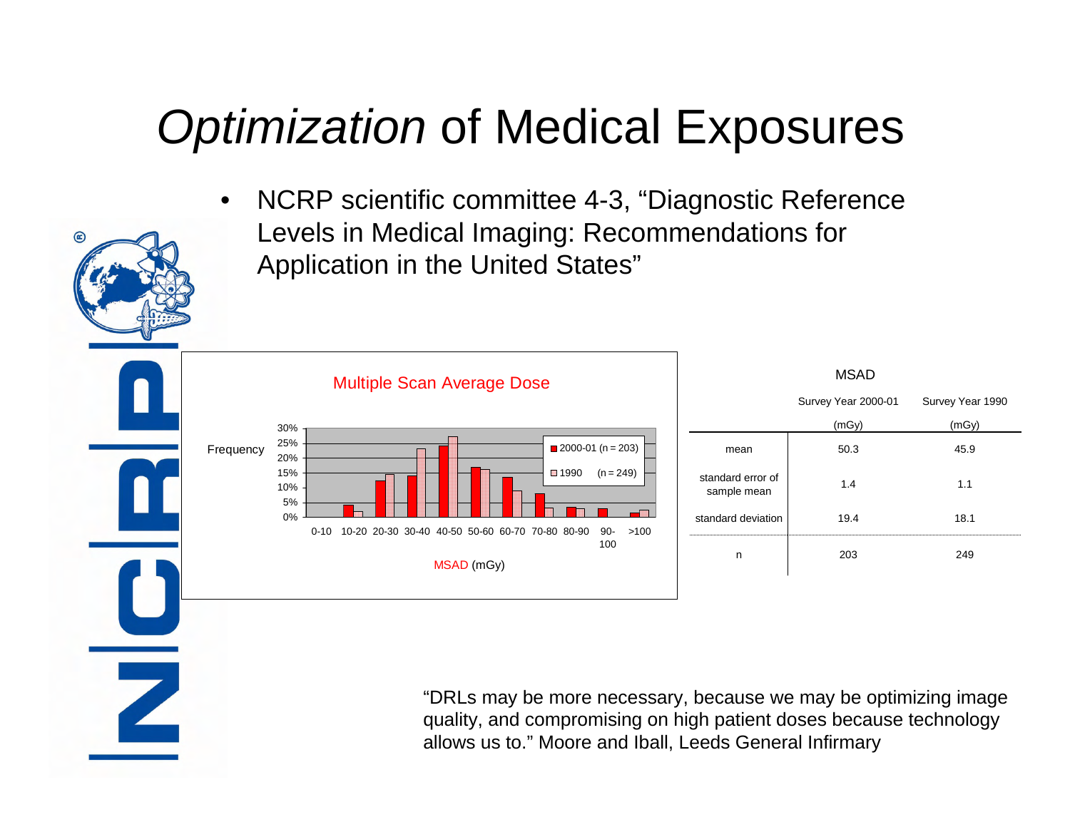# *Optimization* of Medical Exposures

- NCRP scientific committee 4-3, "Diagnostic Reference Levels in Medical Imaging: Recommendations for Application in the United States"

**Multiple Scan Average Dose**

Frequency

0-10, 10-20, 20-30, 30-40, 40-50, 50-60, 60-70, 70-80, 80-90, 90-100, >100

MSAD (mGy)

2000-01 (n = 203)
1990 (n = 249)

MSAD

| | Survey Year 2000-01 (mGy) | Survey Year 1990 (mGy) |
|---|---|---|
| mean | 50.3 | 45.9 |
| standard error of sample mean | 1.4 | 1.1 |
| standard deviation | 19.4 | 18.1 |
| n | 203 | 249 |

"DRLs may be more necessary, because we may be optimizing image quality, and compromising on high patient doses because technology allows us to." Moore and Iball, Leeds General Infirmary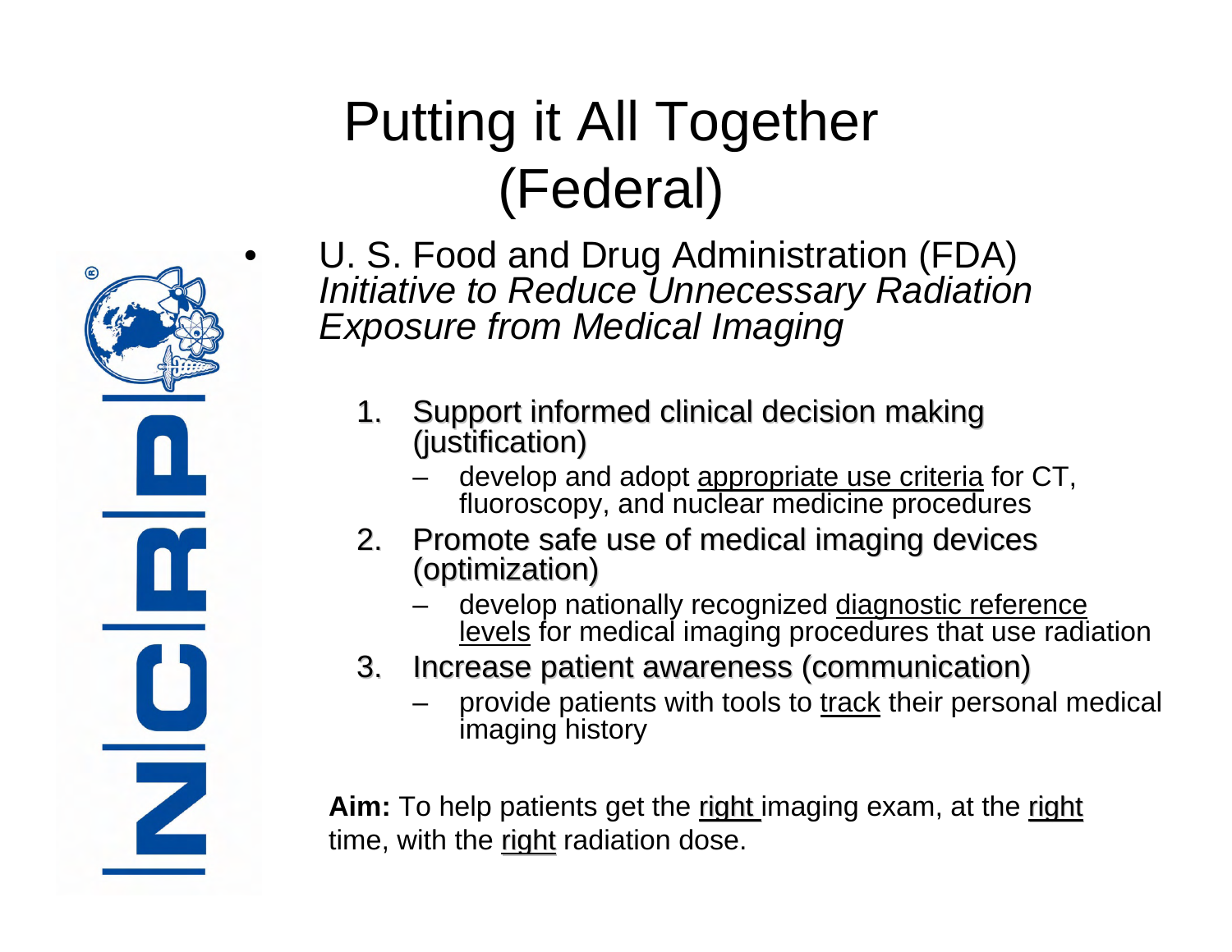# Putting it All Together (Federal)

- U. S. Food and Drug Administration (FDA) *Initiative to Reduce Unnecessary Radiation Exposure from Medical Imaging*

  1. Support informed clinical decision making (justification)
     - develop and adopt appropriate use criteria for CT, fluoroscopy, and nuclear medicine procedures
  2. Promote safe use of medical imaging devices (optimization)
     - develop nationally recognized diagnostic reference levels for medical imaging procedures that use radiation
  3. Increase patient awareness (communication)
     - provide patients with tools to track their personal medical imaging history

**Aim:** To help patients get the right imaging exam, at the right time, with the right radiation dose.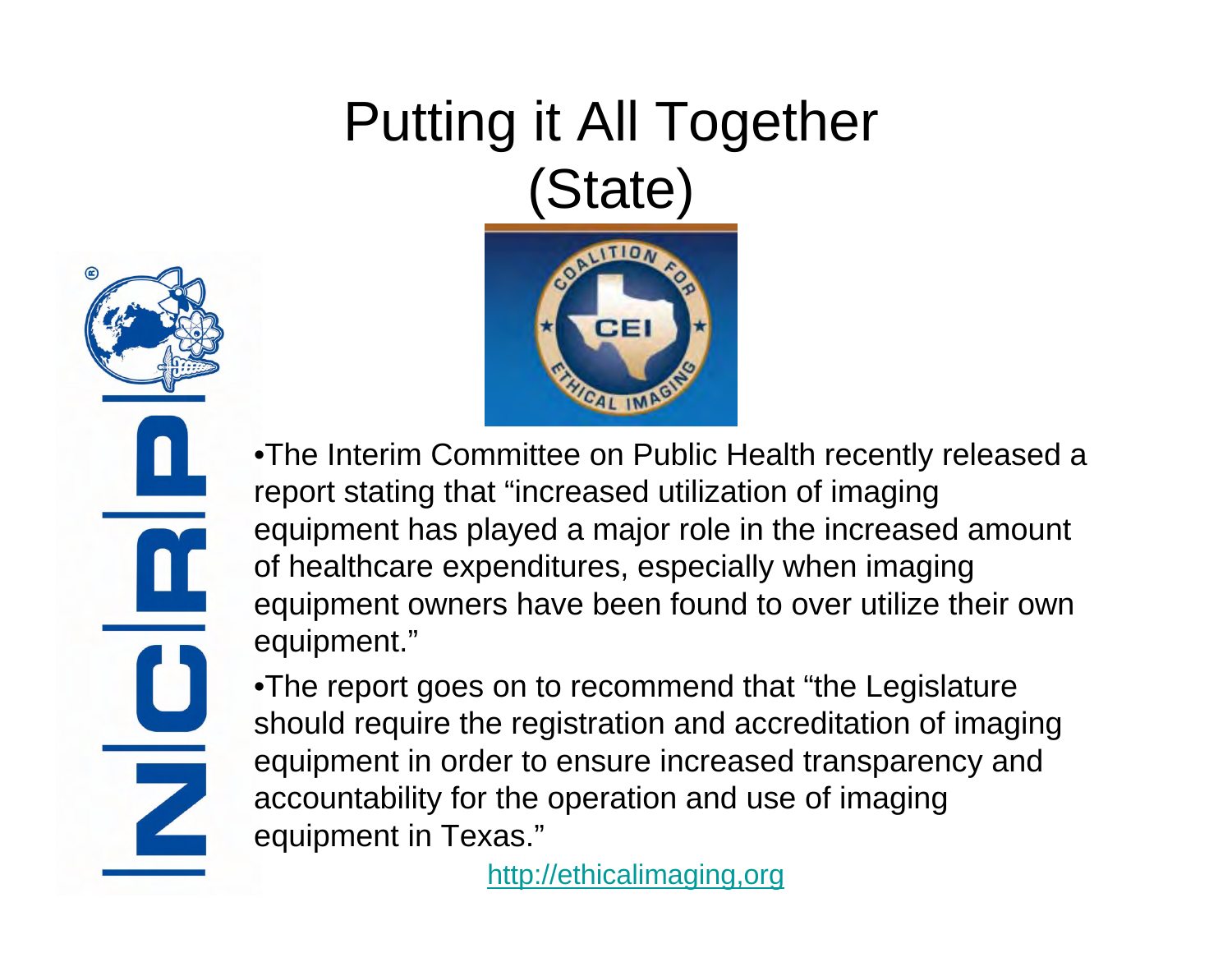# Putting it All Together (State)

- The Interim Committee on Public Health recently released a report stating that "increased utilization of imaging equipment has played a major role in the increased amount of healthcare expenditures, especially when imaging equipment owners have been found to over utilize their own equipment."
- The report goes on to recommend that "the Legislature should require the registration and accreditation of imaging equipment in order to ensure increased transparency and accountability for the operation and use of imaging equipment in Texas."

http://ethicalimaging,org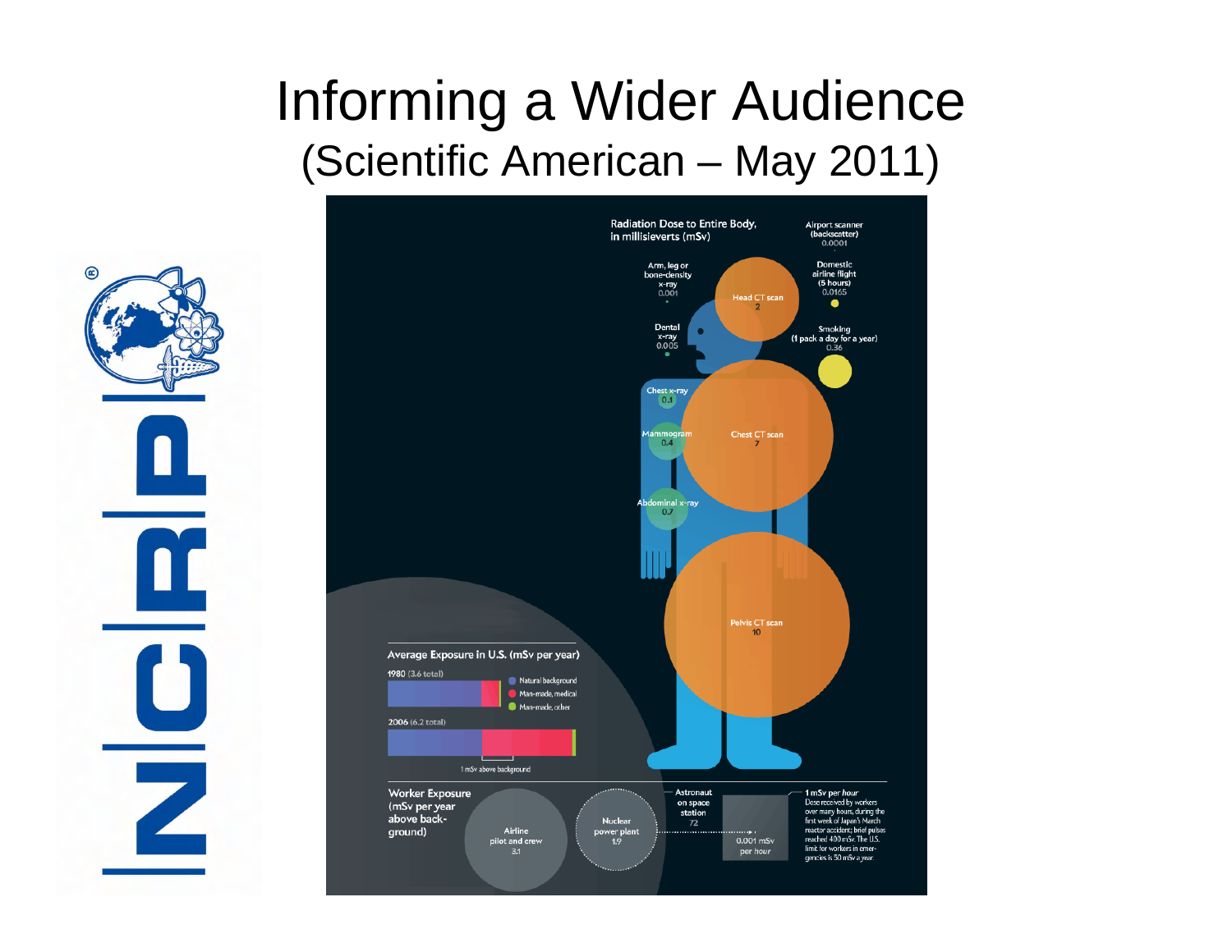# Informing a Wider Audience

## (Scientific American – May 2011)

Radiation Dose to Entire Body, in millisieverts (mSv)

- Airport scanner (backscatter) 0.0001
- Arm, leg or bone-density x-ray 0.001
- Domestic airline flight (5 hours) 0.0165
- Head CT scan 2
- Dental x-ray 0.005
- Smoking (1 pack a day for a year) 0.36
- Chest x-ray 0.1
- Mammogram 0.4
- Chest CT scan 7
- Abdominal x-ray 0.7
- Pelvis CT scan 10

Average Exposure in U.S. (mSv per year)

- 1980 (3.6 total)
- 2006 (6.2 total)

Natural background; Man-made, medical; Man-made, other

1 mSv above background

Worker Exposure (mSv per year above background)

- Airline pilot and crew 3.1
- Nuclear power plant 1.9
- Astronaut on space station 72
- 0.001 mSv per hour

1 mSv per *hour*: Dose received by workers over many hours, during the first week of Japan's March reactor accident; brief pulses reached 400 mSv. The U.S. limit for workers in emergencies is 50 mSv a *year*.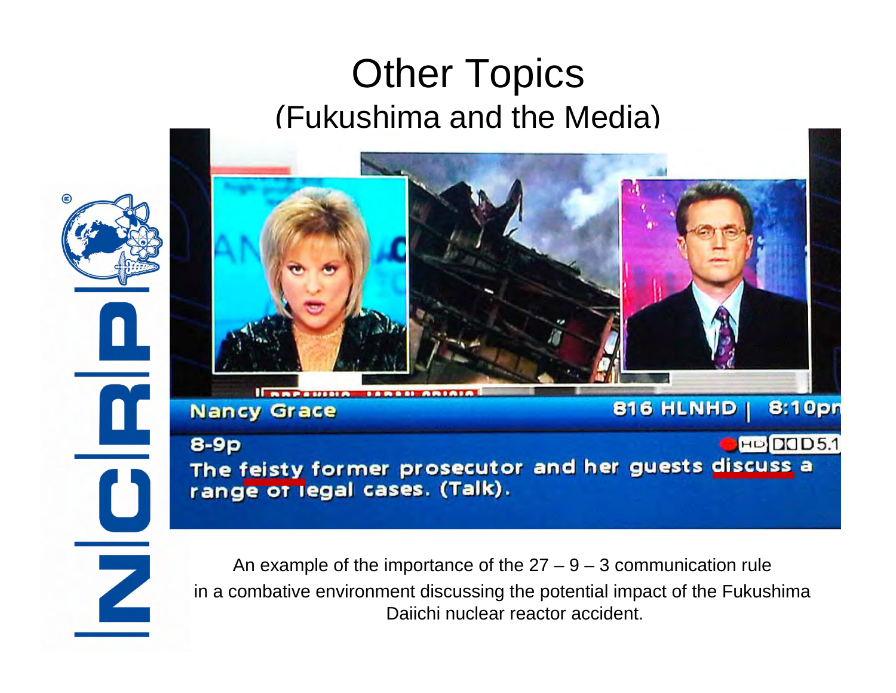# Other Topics
## (Fukushima and the Media)

An example of the importance of the 27 – 9 – 3 communication rule in a combative environment discussing the potential impact of the Fukushima Daiichi nuclear reactor accident.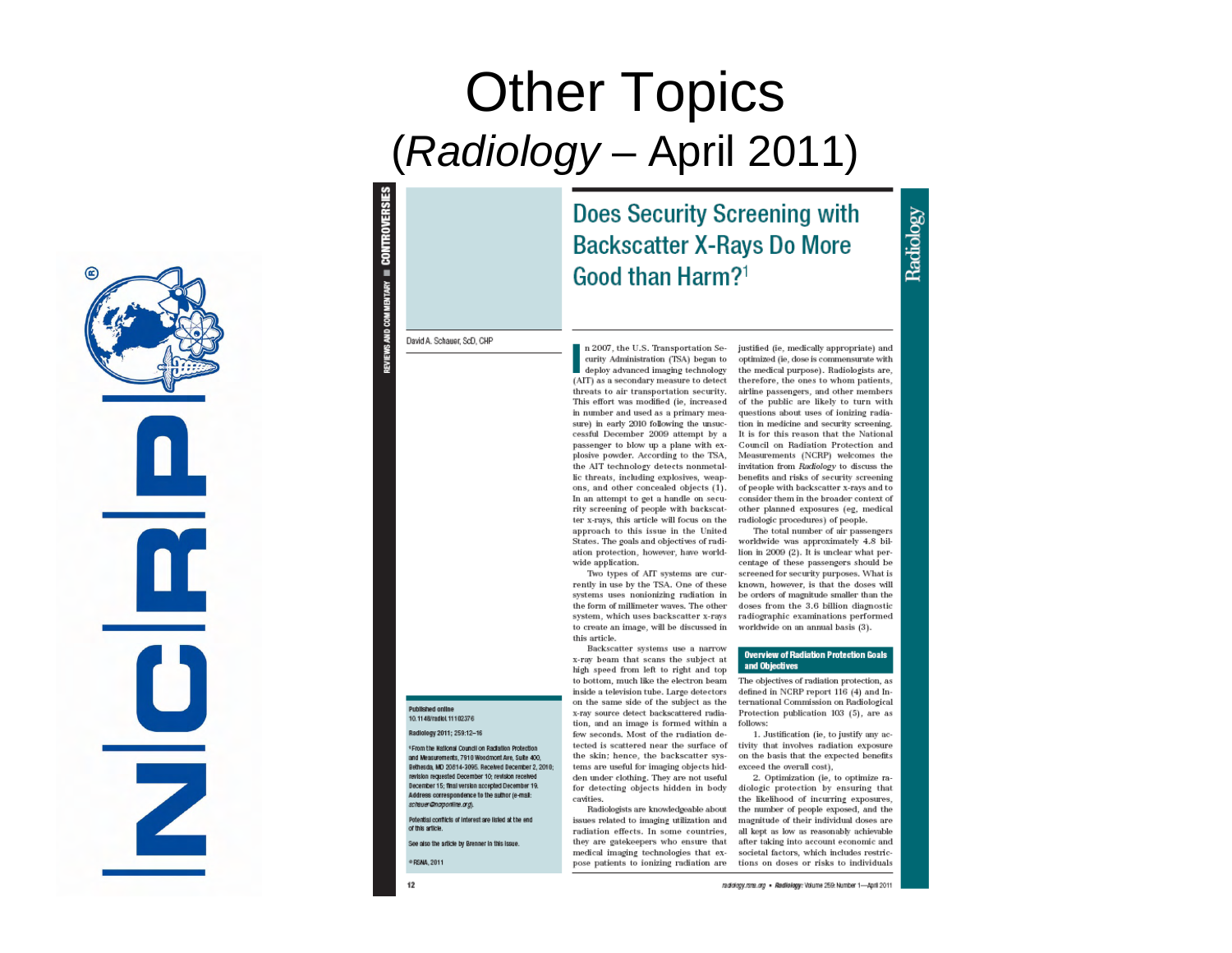# Other Topics
## (*Radiology* – April 2011)

REVIEWS AND COMMENTARY ■ CONTROVERSIES

## Does Security Screening with Backscatter X-Rays Do More Good than Harm?[1]

David A. Schauer, ScD, CHP

In 2007, the U.S. Transportation Security Administration (TSA) began to deploy advanced imaging technology (AIT) as a secondary measure to detect threats to air transportation security. This effort was modified (ie, increased in number and used as a primary measure) in early 2010 following the unsuccessful December 2009 attempt by a passenger to blow up a plane with explosive powder. According to the TSA, the AIT technology detects nonmetallic threats, including explosives, weapons, and other concealed objects (1). In an attempt to get a handle on security screening of people with backscatter x-rays, this article will focus on the approach to this issue in the United States. The goals and objectives of radiation protection, however, have worldwide application.

Two types of AIT systems are currently in use by the TSA. One of these systems uses nonionizing radiation in the form of millimeter waves. The other system, which uses backscatter x-rays to create an image, will be discussed in this article.

Backscatter systems use a narrow x-ray beam that scans the subject at high speed from left to right and top to bottom, much like the electron beam inside a television tube. Large detectors on the same side of the subject as the x-ray source detect backscattered radiation, and an image is formed within a few seconds. Most of the radiation detected is scattered near the surface of the skin; hence, the backscatter systems are useful for imaging objects hidden under clothing. They are not useful for detecting objects hidden in body cavities.

Radiologists are knowledgeable about issues related to imaging utilization and radiation effects. In some countries, they are gatekeepers who ensure that medical imaging technologies that expose patients to ionizing radiation are justified (ie, medically appropriate) and optimized (ie, dose is commensurate with the medical purpose). Radiologists are, therefore, the ones to whom patients, airline passengers, and other members of the public are likely to turn with questions about uses of ionizing radiation in medicine and security screening. It is for this reason that the National Council on Radiation Protection and Measurements (NCRP) welcomes the invitation from *Radiology* to discuss the benefits and risks of security screening of people with backscatter x-rays and to consider them in the broader context of other planned exposures (eg, medical radiologic procedures) of people.

The total number of air passengers worldwide was approximately 4.8 billion in 2009 (2). It is unclear what percentage of these passengers should be screened for security purposes. What is known, however, is that the doses will be orders of magnitude smaller than the doses from the 3.6 billion diagnostic radiographic examinations performed worldwide on an annual basis (3).

### Overview of Radiation Protection Goals and Objectives

The objectives of radiation protection, as defined in NCRP report 116 (4) and International Commission on Radiological Protection publication 103 (5), are as follows:

1. Justification (ie, to justify any activity that involves radiation exposure on the basis that the expected benefits exceed the overall cost),

2. Optimization (ie, to optimize radiologic protection by ensuring that the likelihood of incurring exposures, the number of people exposed, and the magnitude of their individual doses are all kept as low as reasonably achievable after taking into account economic and societal factors, which includes restrictions on doses or risks to individuals

Published online 10.1148/radiol.11102376

Radiology 2011; 259:12–16

[1] From the National Council on Radiation Protection and Measurements, 7910 Woodmont Ave, Suite 400, Bethesda, MD 20814-3095. Received December 2, 2010; revision requested December 10; revision received December 15; final version accepted December 19. Address correspondence to the author (e-mail: schauer@ncrponline.org).

Potential conflicts of interest are listed at the end of this article.

See also the article by Brenner in this issue.

© RSNA, 2011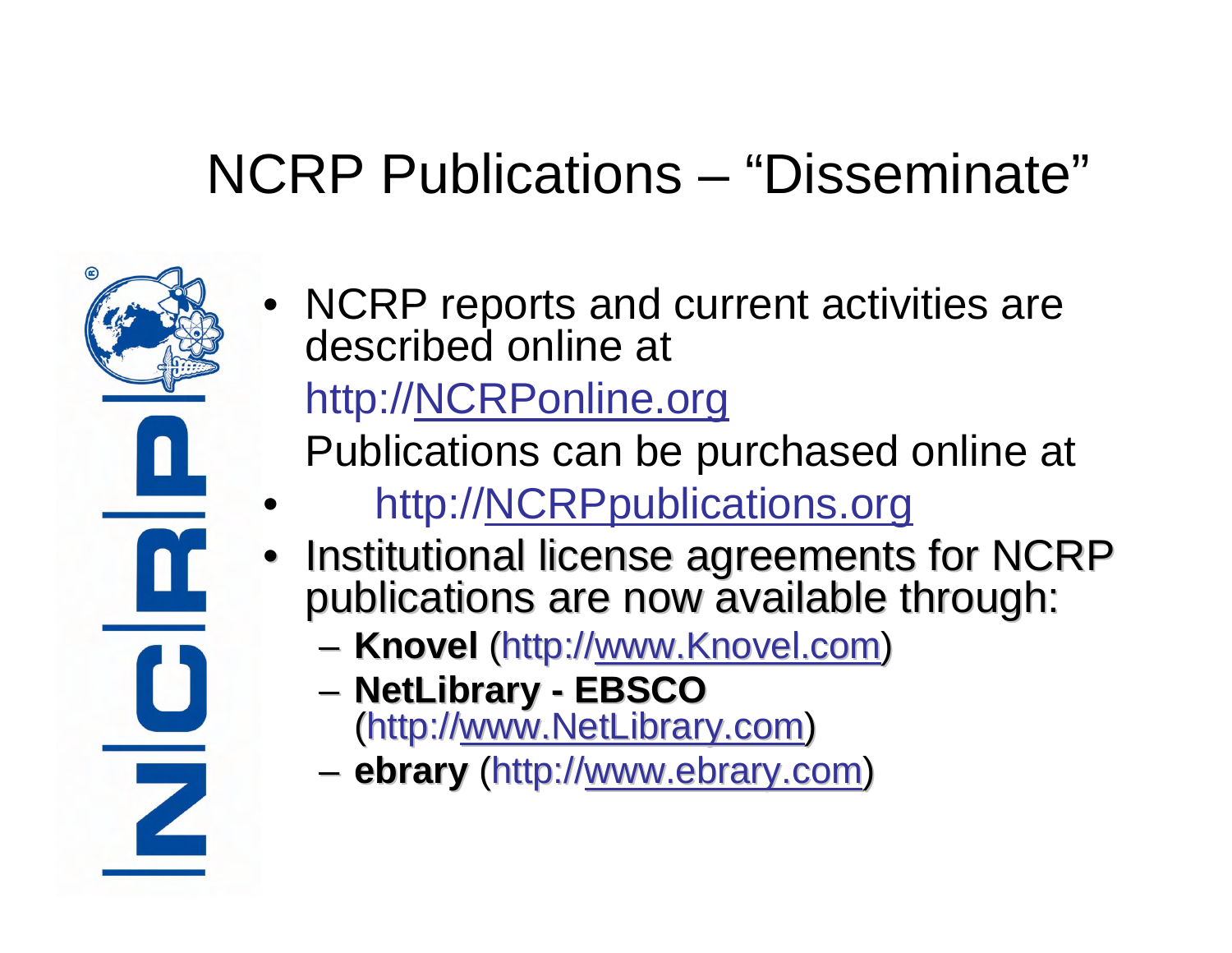# NCRP Publications – "Disseminate"

- NCRP reports and current activities are described online at http://NCRPonline.org
  Publications can be purchased online at
- http://NCRPpublications.org
- Institutional license agreements for NCRP publications are now available through:
  - **Knovel** (http://www.Knovel.com)
  - **NetLibrary - EBSCO** (http://www.NetLibrary.com)
  - **ebrary** (http://www.ebrary.com)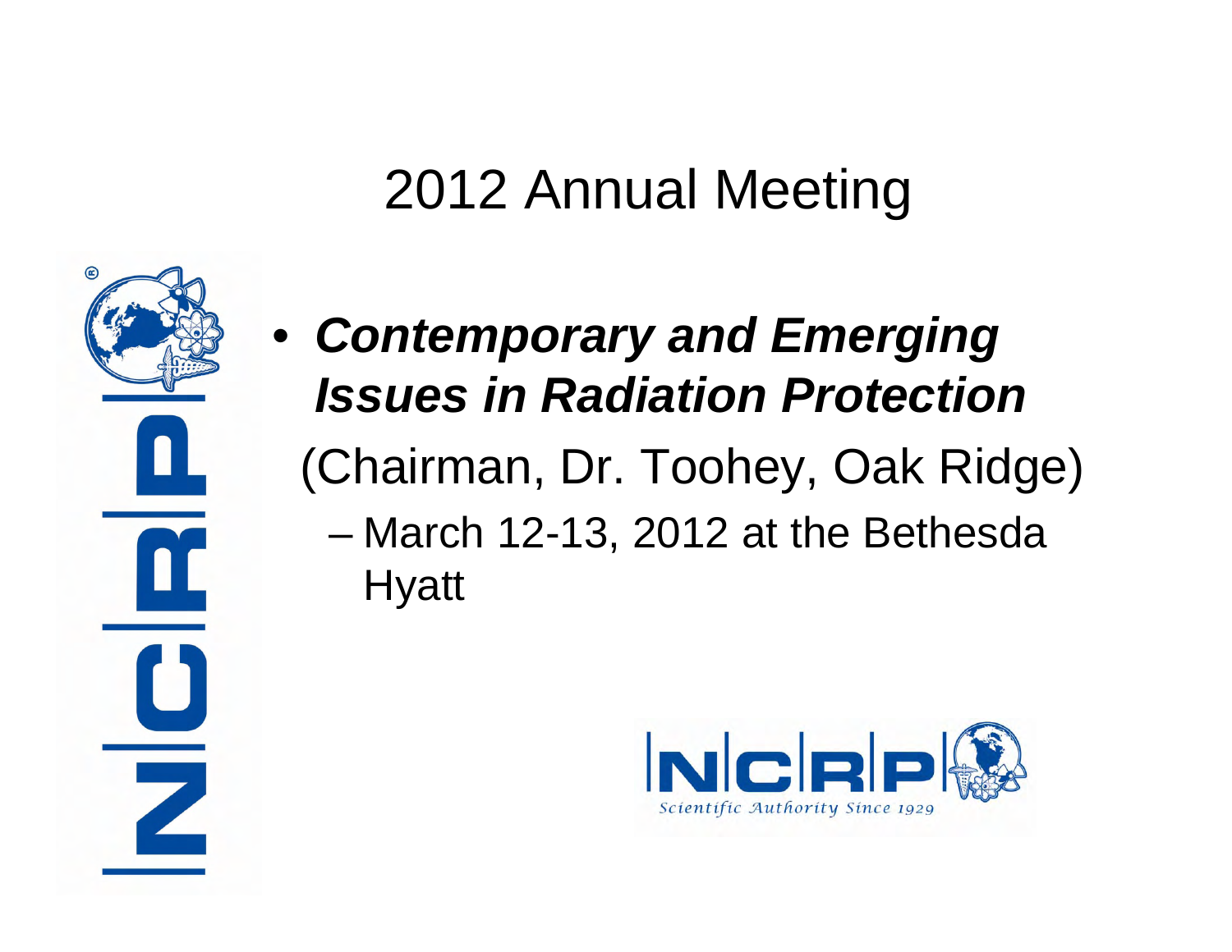# 2012 Annual Meeting

- ***Contemporary and Emerging Issues in Radiation Protection***

  (Chairman, Dr. Toohey, Oak Ridge)

  – March 12-13, 2012 at the Bethesda Hyatt